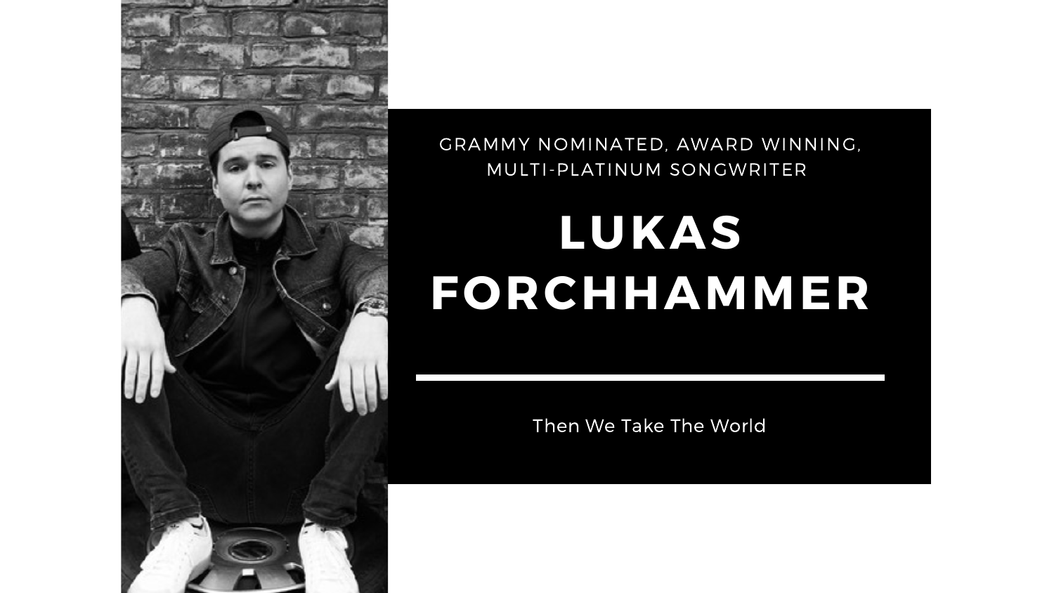GRAMMY NOMINATED, AWARD WINNING, MULTI-PLATINUM SONGWRITER

# LUKAS FORCHHAMMER

---

Then We Take The World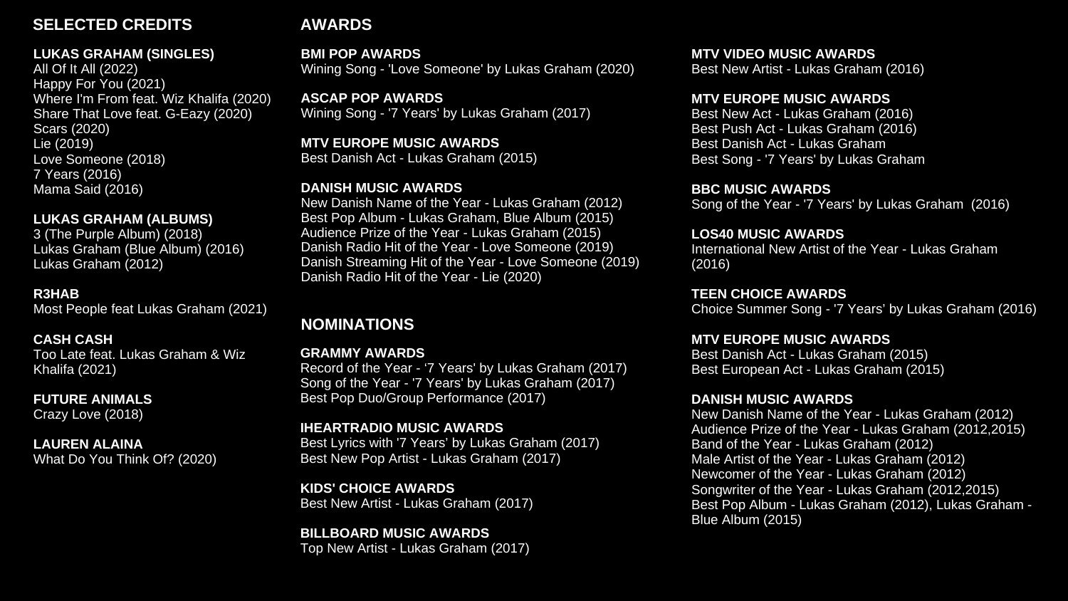## SELECTED CREDITS

**LUKAS GRAHAM (SINGLES)**
All Of It All (2022)
Happy For You (2021)
Where I'm From feat. Wiz Khalifa (2020)
Share That Love feat. G-Eazy (2020)
Scars (2020)
Lie (2019)
Love Someone (2018)
7 Years (2016)
Mama Said (2016)

**LUKAS GRAHAM (ALBUMS)**
3 (The Purple Album) (2018)
Lukas Graham (Blue Album) (2016)
Lukas Graham (2012)

**R3HAB**
Most People feat Lukas Graham (2021)

**CASH CASH**
Too Late feat. Lukas Graham & Wiz Khalifa (2021)

**FUTURE ANIMALS**
Crazy Love (2018)

**LAUREN ALAINA**
What Do You Think Of? (2020)

## AWARDS

**BMI POP AWARDS**
Wining Song - 'Love Someone' by Lukas Graham (2020)

**ASCAP POP AWARDS**
Wining Song - '7 Years' by Lukas Graham (2017)

**MTV EUROPE MUSIC AWARDS**
Best Danish Act - Lukas Graham (2015)

**DANISH MUSIC AWARDS**
New Danish Name of the Year - Lukas Graham (2012)
Best Pop Album - Lukas Graham, Blue Album (2015)
Audience Prize of the Year - Lukas Graham (2015)
Danish Radio Hit of the Year - Love Someone (2019)
Danish Streaming Hit of the Year - Love Someone (2019)
Danish Radio Hit of the Year - Lie (2020)

## NOMINATIONS

**GRAMMY AWARDS**
Record of the Year - '7 Years' by Lukas Graham (2017)
Song of the Year - '7 Years' by Lukas Graham (2017)
Best Pop Duo/Group Performance (2017)

**IHEARTRADIO MUSIC AWARDS**
Best Lyrics with '7 Years' by Lukas Graham (2017)
Best New Pop Artist - Lukas Graham (2017)

**KIDS' CHOICE AWARDS**
Best New Artist - Lukas Graham (2017)

**BILLBOARD MUSIC AWARDS**
Top New Artist - Lukas Graham (2017)

**MTV VIDEO MUSIC AWARDS**
Best New Artist - Lukas Graham (2016)

**MTV EUROPE MUSIC AWARDS**
Best New Act - Lukas Graham (2016)
Best Push Act - Lukas Graham (2016)
Best Danish Act - Lukas Graham
Best Song - '7 Years' by Lukas Graham

**BBC MUSIC AWARDS**
Song of the Year - '7 Years' by Lukas Graham (2016)

**LOS40 MUSIC AWARDS**
International New Artist of the Year - Lukas Graham (2016)

**TEEN CHOICE AWARDS**
Choice Summer Song - '7 Years' by Lukas Graham (2016)

**MTV EUROPE MUSIC AWARDS**
Best Danish Act - Lukas Graham (2015)
Best European Act - Lukas Graham (2015)

**DANISH MUSIC AWARDS**
New Danish Name of the Year - Lukas Graham (2012)
Audience Prize of the Year - Lukas Graham (2012,2015)
Band of the Year - Lukas Graham (2012)
Male Artist of the Year - Lukas Graham (2012)
Newcomer of the Year - Lukas Graham (2012)
Songwriter of the Year - Lukas Graham (2012,2015)
Best Pop Album - Lukas Graham (2012), Lukas Graham - Blue Album (2015)